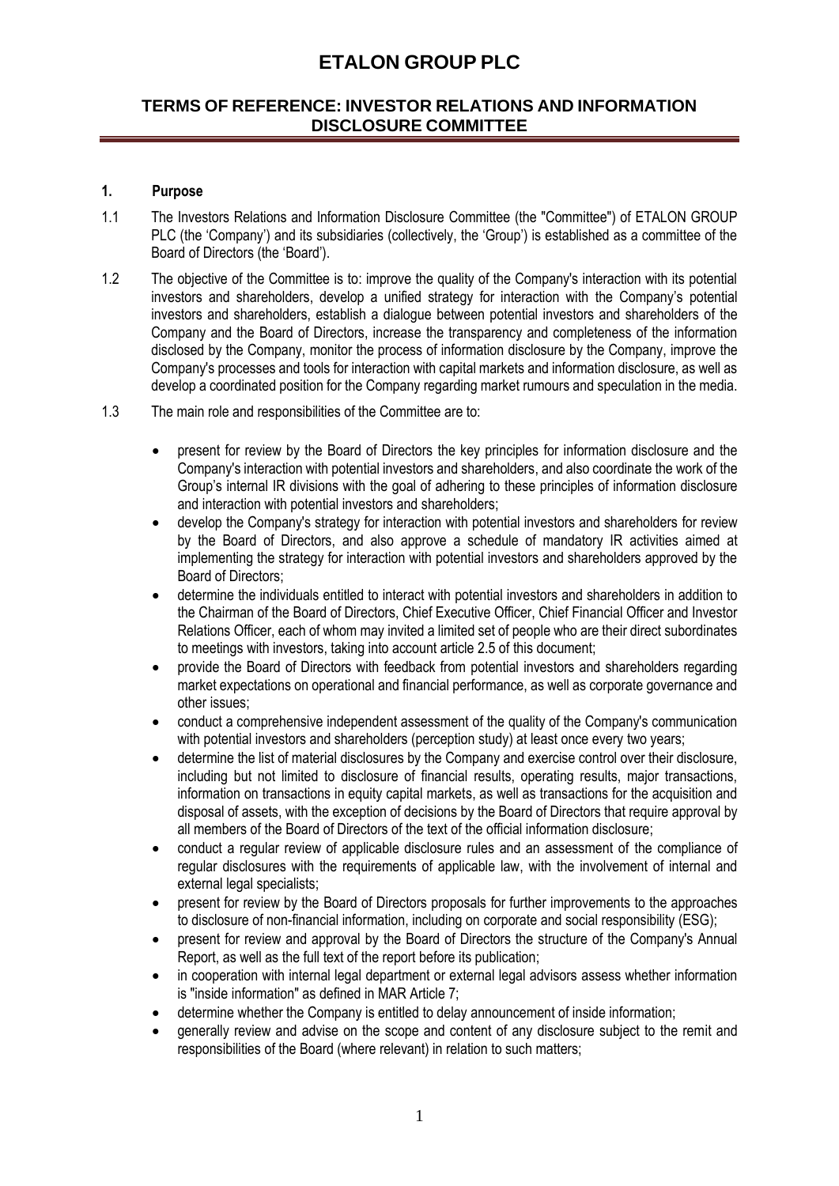# ETALON GROUP PLC

## TERMS OF REFERENCE: INVESTOR RELATIONS AND INFORMATION DISCLOSURE COMMITTEE

### 1. Purpose

1.1 The Investors Relations and Information Disclosure Committee (the "Committee") of ETALON GROUP PLC (the 'Company') and its subsidiaries (collectively, the 'Group') is established as a committee of the Board of Directors (the 'Board').

1.2 The objective of the Committee is to: improve the quality of the Company's interaction with its potential investors and shareholders, develop a unified strategy for interaction with the Company's potential investors and shareholders, establish a dialogue between potential investors and shareholders of the Company and the Board of Directors, increase the transparency and completeness of the information disclosed by the Company, monitor the process of information disclosure by the Company, improve the Company's processes and tools for interaction with capital markets and information disclosure, as well as develop a coordinated position for the Company regarding market rumours and speculation in the media.

1.3 The main role and responsibilities of the Committee are to:

- present for review by the Board of Directors the key principles for information disclosure and the Company's interaction with potential investors and shareholders, and also coordinate the work of the Group's internal IR divisions with the goal of adhering to these principles of information disclosure and interaction with potential investors and shareholders;
- develop the Company's strategy for interaction with potential investors and shareholders for review by the Board of Directors, and also approve a schedule of mandatory IR activities aimed at implementing the strategy for interaction with potential investors and shareholders approved by the Board of Directors;
- determine the individuals entitled to interact with potential investors and shareholders in addition to the Chairman of the Board of Directors, Chief Executive Officer, Chief Financial Officer and Investor Relations Officer, each of whom may invited a limited set of people who are their direct subordinates to meetings with investors, taking into account article 2.5 of this document;
- provide the Board of Directors with feedback from potential investors and shareholders regarding market expectations on operational and financial performance, as well as corporate governance and other issues;
- conduct a comprehensive independent assessment of the quality of the Company's communication with potential investors and shareholders (perception study) at least once every two years;
- determine the list of material disclosures by the Company and exercise control over their disclosure, including but not limited to disclosure of financial results, operating results, major transactions, information on transactions in equity capital markets, as well as transactions for the acquisition and disposal of assets, with the exception of decisions by the Board of Directors that require approval by all members of the Board of Directors of the text of the official information disclosure;
- conduct a regular review of applicable disclosure rules and an assessment of the compliance of regular disclosures with the requirements of applicable law, with the involvement of internal and external legal specialists;
- present for review by the Board of Directors proposals for further improvements to the approaches to disclosure of non-financial information, including on corporate and social responsibility (ESG);
- present for review and approval by the Board of Directors the structure of the Company's Annual Report, as well as the full text of the report before its publication;
- in cooperation with internal legal department or external legal advisors assess whether information is "inside information" as defined in MAR Article 7;
- determine whether the Company is entitled to delay announcement of inside information;
- generally review and advise on the scope and content of any disclosure subject to the remit and responsibilities of the Board (where relevant) in relation to such matters;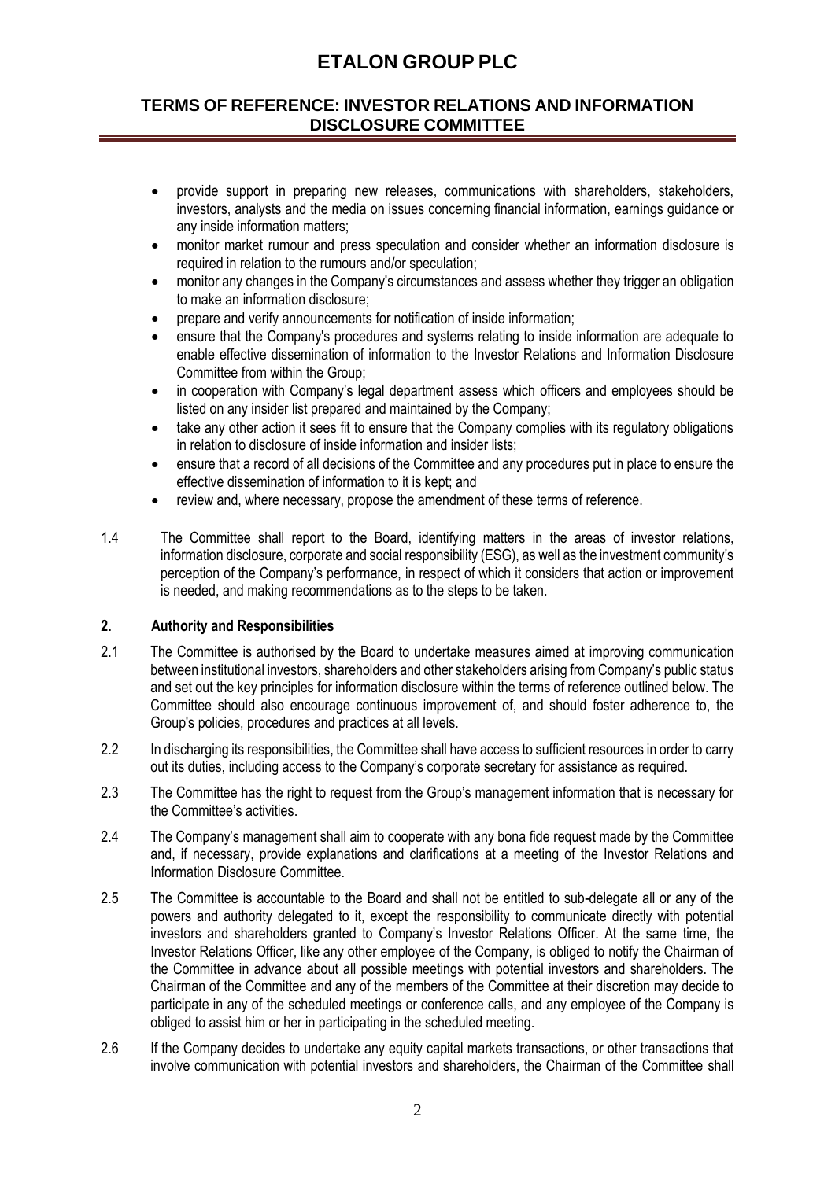- provide support in preparing new releases, communications with shareholders, stakeholders, investors, analysts and the media on issues concerning financial information, earnings guidance or any inside information matters;
- monitor market rumour and press speculation and consider whether an information disclosure is required in relation to the rumours and/or speculation;
- monitor any changes in the Company's circumstances and assess whether they trigger an obligation to make an information disclosure;
- prepare and verify announcements for notification of inside information;
- ensure that the Company's procedures and systems relating to inside information are adequate to enable effective dissemination of information to the Investor Relations and Information Disclosure Committee from within the Group;
- in cooperation with Company's legal department assess which officers and employees should be listed on any insider list prepared and maintained by the Company;
- take any other action it sees fit to ensure that the Company complies with its regulatory obligations in relation to disclosure of inside information and insider lists;
- ensure that a record of all decisions of the Committee and any procedures put in place to ensure the effective dissemination of information to it is kept; and
- review and, where necessary, propose the amendment of these terms of reference.

1.4 The Committee shall report to the Board, identifying matters in the areas of investor relations, information disclosure, corporate and social responsibility (ESG), as well as the investment community's perception of the Company's performance, in respect of which it considers that action or improvement is needed, and making recommendations as to the steps to be taken.

## 2. Authority and Responsibilities

2.1 The Committee is authorised by the Board to undertake measures aimed at improving communication between institutional investors, shareholders and other stakeholders arising from Company's public status and set out the key principles for information disclosure within the terms of reference outlined below. The Committee should also encourage continuous improvement of, and should foster adherence to, the Group's policies, procedures and practices at all levels.

2.2 In discharging its responsibilities, the Committee shall have access to sufficient resources in order to carry out its duties, including access to the Company's corporate secretary for assistance as required.

2.3 The Committee has the right to request from the Group's management information that is necessary for the Committee's activities.

2.4 The Company's management shall aim to cooperate with any bona fide request made by the Committee and, if necessary, provide explanations and clarifications at a meeting of the Investor Relations and Information Disclosure Committee.

2.5 The Committee is accountable to the Board and shall not be entitled to sub-delegate all or any of the powers and authority delegated to it, except the responsibility to communicate directly with potential investors and shareholders granted to Company's Investor Relations Officer. At the same time, the Investor Relations Officer, like any other employee of the Company, is obliged to notify the Chairman of the Committee in advance about all possible meetings with potential investors and shareholders. The Chairman of the Committee and any of the members of the Committee at their discretion may decide to participate in any of the scheduled meetings or conference calls, and any employee of the Company is obliged to assist him or her in participating in the scheduled meeting.

2.6 If the Company decides to undertake any equity capital markets transactions, or other transactions that involve communication with potential investors and shareholders, the Chairman of the Committee shall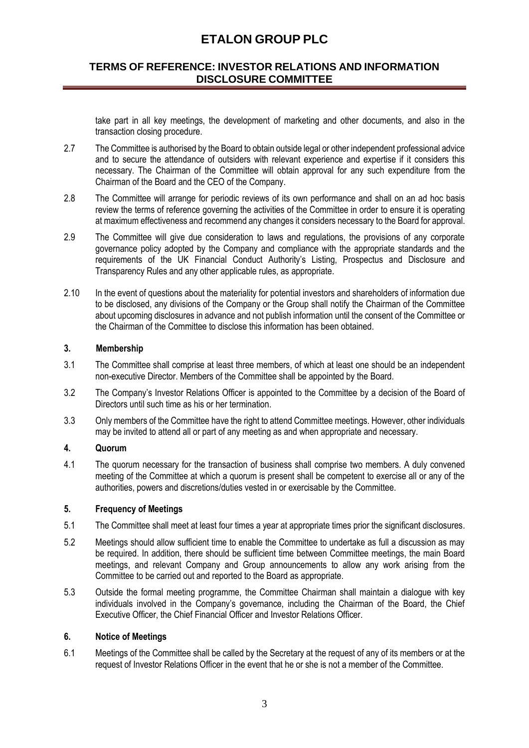take part in all key meetings, the development of marketing and other documents, and also in the transaction closing procedure.

2.7 The Committee is authorised by the Board to obtain outside legal or other independent professional advice and to secure the attendance of outsiders with relevant experience and expertise if it considers this necessary. The Chairman of the Committee will obtain approval for any such expenditure from the Chairman of the Board and the CEO of the Company.

2.8 The Committee will arrange for periodic reviews of its own performance and shall on an ad hoc basis review the terms of reference governing the activities of the Committee in order to ensure it is operating at maximum effectiveness and recommend any changes it considers necessary to the Board for approval.

2.9 The Committee will give due consideration to laws and regulations, the provisions of any corporate governance policy adopted by the Company and compliance with the appropriate standards and the requirements of the UK Financial Conduct Authority's Listing, Prospectus and Disclosure and Transparency Rules and any other applicable rules, as appropriate.

2.10 In the event of questions about the materiality for potential investors and shareholders of information due to be disclosed, any divisions of the Company or the Group shall notify the Chairman of the Committee about upcoming disclosures in advance and not publish information until the consent of the Committee or the Chairman of the Committee to disclose this information has been obtained.

## 3. Membership

3.1 The Committee shall comprise at least three members, of which at least one should be an independent non-executive Director. Members of the Committee shall be appointed by the Board.

3.2 The Company's Investor Relations Officer is appointed to the Committee by a decision of the Board of Directors until such time as his or her termination.

3.3 Only members of the Committee have the right to attend Committee meetings. However, other individuals may be invited to attend all or part of any meeting as and when appropriate and necessary.

## 4. Quorum

4.1 The quorum necessary for the transaction of business shall comprise two members. A duly convened meeting of the Committee at which a quorum is present shall be competent to exercise all or any of the authorities, powers and discretions/duties vested in or exercisable by the Committee.

## 5. Frequency of Meetings

5.1 The Committee shall meet at least four times a year at appropriate times prior the significant disclosures.

5.2 Meetings should allow sufficient time to enable the Committee to undertake as full a discussion as may be required. In addition, there should be sufficient time between Committee meetings, the main Board meetings, and relevant Company and Group announcements to allow any work arising from the Committee to be carried out and reported to the Board as appropriate.

5.3 Outside the formal meeting programme, the Committee Chairman shall maintain a dialogue with key individuals involved in the Company's governance, including the Chairman of the Board, the Chief Executive Officer, the Chief Financial Officer and Investor Relations Officer.

## 6. Notice of Meetings

6.1 Meetings of the Committee shall be called by the Secretary at the request of any of its members or at the request of Investor Relations Officer in the event that he or she is not a member of the Committee.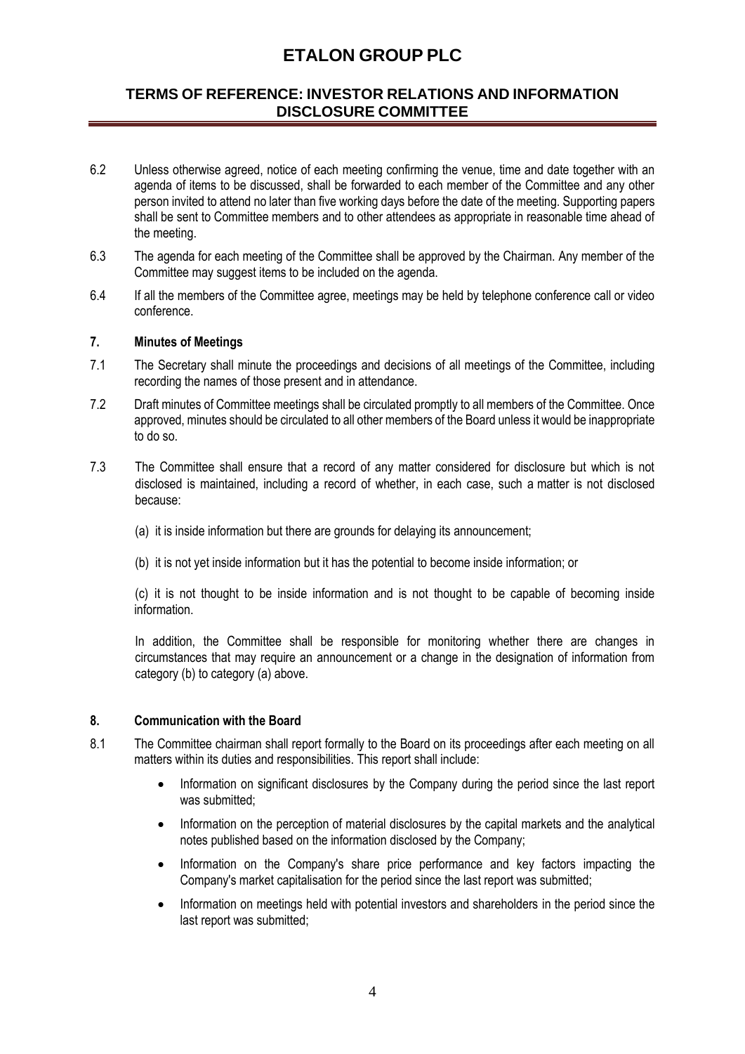6.2 Unless otherwise agreed, notice of each meeting confirming the venue, time and date together with an agenda of items to be discussed, shall be forwarded to each member of the Committee and any other person invited to attend no later than five working days before the date of the meeting. Supporting papers shall be sent to Committee members and to other attendees as appropriate in reasonable time ahead of the meeting.

6.3 The agenda for each meeting of the Committee shall be approved by the Chairman. Any member of the Committee may suggest items to be included on the agenda.

6.4 If all the members of the Committee agree, meetings may be held by telephone conference call or video conference.

### 7. Minutes of Meetings

7.1 The Secretary shall minute the proceedings and decisions of all meetings of the Committee, including recording the names of those present and in attendance.

7.2 Draft minutes of Committee meetings shall be circulated promptly to all members of the Committee. Once approved, minutes should be circulated to all other members of the Board unless it would be inappropriate to do so.

7.3 The Committee shall ensure that a record of any matter considered for disclosure but which is not disclosed is maintained, including a record of whether, in each case, such a matter is not disclosed because:

(a) it is inside information but there are grounds for delaying its announcement;

(b) it is not yet inside information but it has the potential to become inside information; or

(c) it is not thought to be inside information and is not thought to be capable of becoming inside information.

In addition, the Committee shall be responsible for monitoring whether there are changes in circumstances that may require an announcement or a change in the designation of information from category (b) to category (a) above.

### 8. Communication with the Board

8.1 The Committee chairman shall report formally to the Board on its proceedings after each meeting on all matters within its duties and responsibilities. This report shall include:

- Information on significant disclosures by the Company during the period since the last report was submitted;
- Information on the perception of material disclosures by the capital markets and the analytical notes published based on the information disclosed by the Company;
- Information on the Company's share price performance and key factors impacting the Company's market capitalisation for the period since the last report was submitted;
- Information on meetings held with potential investors and shareholders in the period since the last report was submitted;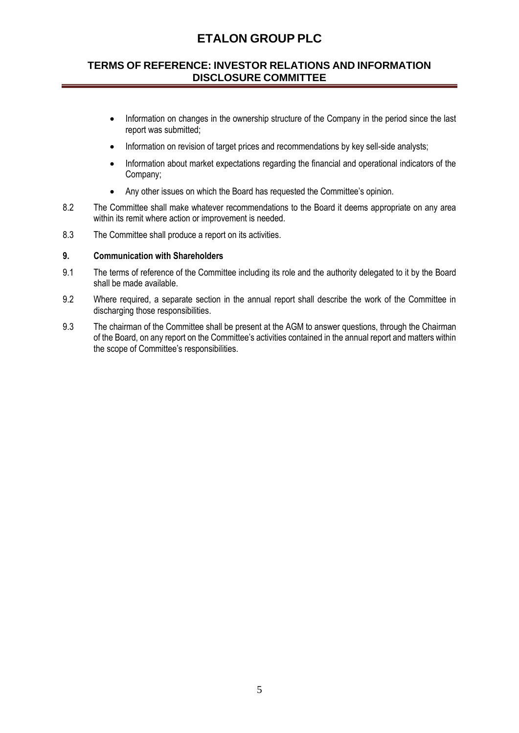- Information on changes in the ownership structure of the Company in the period since the last report was submitted;
- Information on revision of target prices and recommendations by key sell-side analysts;
- Information about market expectations regarding the financial and operational indicators of the Company;
- Any other issues on which the Board has requested the Committee's opinion.

8.2 The Committee shall make whatever recommendations to the Board it deems appropriate on any area within its remit where action or improvement is needed.

8.3 The Committee shall produce a report on its activities.

**9. Communication with Shareholders**

9.1 The terms of reference of the Committee including its role and the authority delegated to it by the Board shall be made available.

9.2 Where required, a separate section in the annual report shall describe the work of the Committee in discharging those responsibilities.

9.3 The chairman of the Committee shall be present at the AGM to answer questions, through the Chairman of the Board, on any report on the Committee's activities contained in the annual report and matters within the scope of Committee's responsibilities.